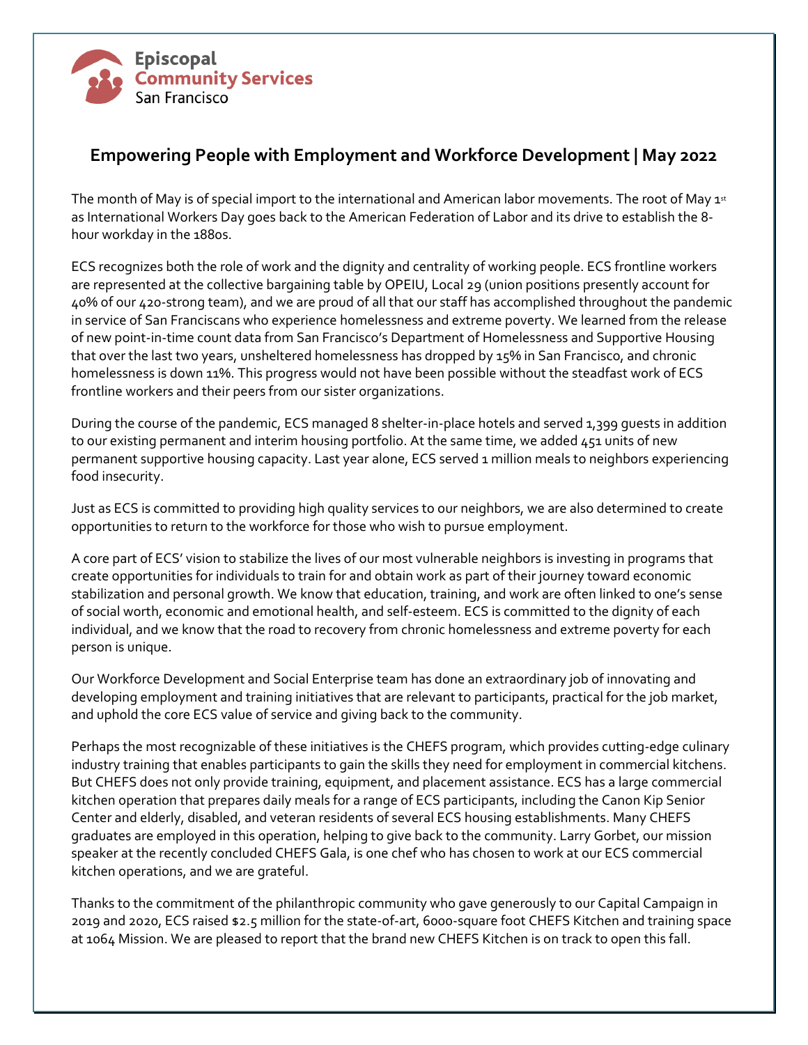Episcopal
Community Services
San Francisco

## Empowering People with Employment and Workforce Development | May 2022

The month of May is of special import to the international and American labor movements. The root of May 1st as International Workers Day goes back to the American Federation of Labor and its drive to establish the 8-hour workday in the 1880s.

ECS recognizes both the role of work and the dignity and centrality of working people. ECS frontline workers are represented at the collective bargaining table by OPEIU, Local 29 (union positions presently account for 40% of our 420-strong team), and we are proud of all that our staff has accomplished throughout the pandemic in service of San Franciscans who experience homelessness and extreme poverty. We learned from the release of new point-in-time count data from San Francisco's Department of Homelessness and Supportive Housing that over the last two years, unsheltered homelessness has dropped by 15% in San Francisco, and chronic homelessness is down 11%. This progress would not have been possible without the steadfast work of ECS frontline workers and their peers from our sister organizations.

During the course of the pandemic, ECS managed 8 shelter-in-place hotels and served 1,399 guests in addition to our existing permanent and interim housing portfolio. At the same time, we added 451 units of new permanent supportive housing capacity. Last year alone, ECS served 1 million meals to neighbors experiencing food insecurity.

Just as ECS is committed to providing high quality services to our neighbors, we are also determined to create opportunities to return to the workforce for those who wish to pursue employment.

A core part of ECS' vision to stabilize the lives of our most vulnerable neighbors is investing in programs that create opportunities for individuals to train for and obtain work as part of their journey toward economic stabilization and personal growth. We know that education, training, and work are often linked to one's sense of social worth, economic and emotional health, and self-esteem. ECS is committed to the dignity of each individual, and we know that the road to recovery from chronic homelessness and extreme poverty for each person is unique.

Our Workforce Development and Social Enterprise team has done an extraordinary job of innovating and developing employment and training initiatives that are relevant to participants, practical for the job market, and uphold the core ECS value of service and giving back to the community.

Perhaps the most recognizable of these initiatives is the CHEFS program, which provides cutting-edge culinary industry training that enables participants to gain the skills they need for employment in commercial kitchens. But CHEFS does not only provide training, equipment, and placement assistance. ECS has a large commercial kitchen operation that prepares daily meals for a range of ECS participants, including the Canon Kip Senior Center and elderly, disabled, and veteran residents of several ECS housing establishments. Many CHEFS graduates are employed in this operation, helping to give back to the community. Larry Gorbet, our mission speaker at the recently concluded CHEFS Gala, is one chef who has chosen to work at our ECS commercial kitchen operations, and we are grateful.

Thanks to the commitment of the philanthropic community who gave generously to our Capital Campaign in 2019 and 2020, ECS raised $2.5 million for the state-of-art, 6000-square foot CHEFS Kitchen and training space at 1064 Mission. We are pleased to report that the brand new CHEFS Kitchen is on track to open this fall.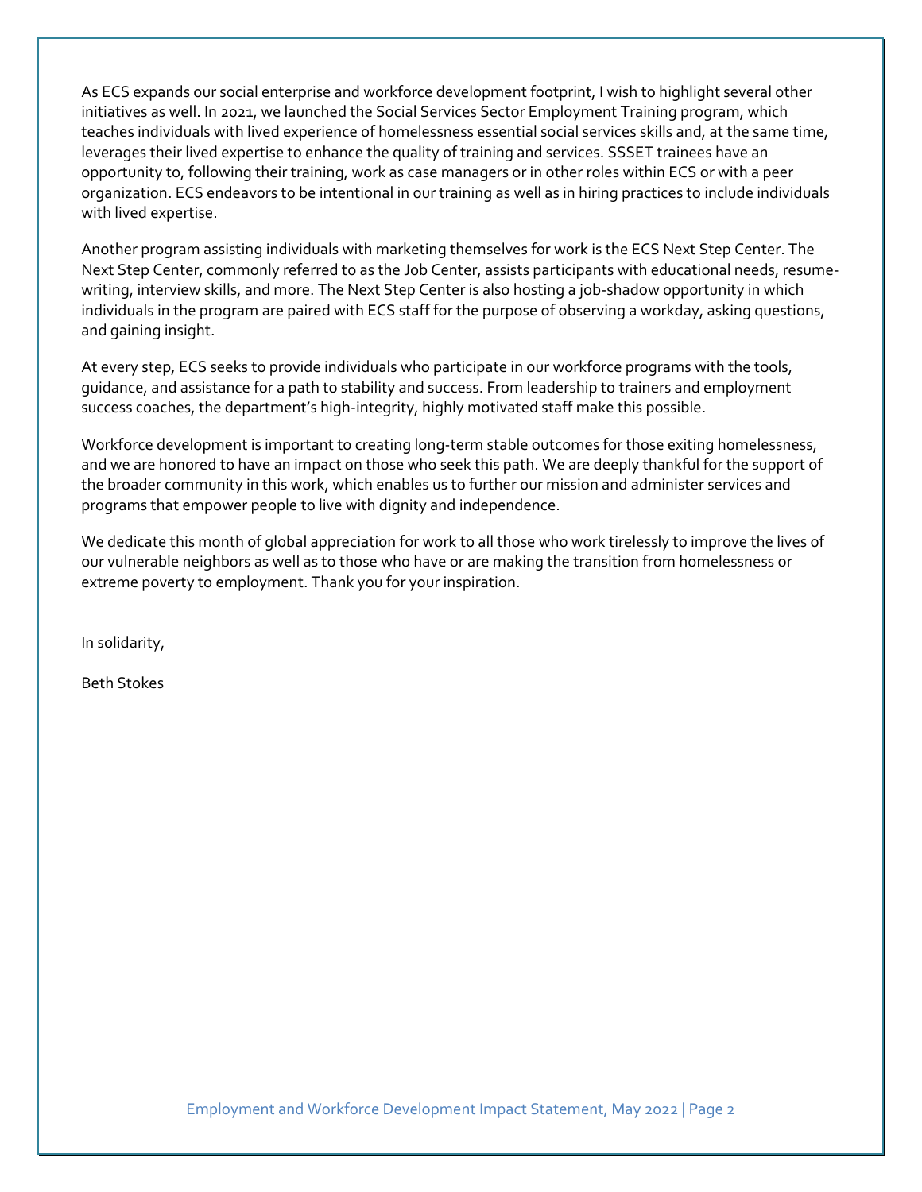As ECS expands our social enterprise and workforce development footprint, I wish to highlight several other initiatives as well. In 2021, we launched the Social Services Sector Employment Training program, which teaches individuals with lived experience of homelessness essential social services skills and, at the same time, leverages their lived expertise to enhance the quality of training and services. SSSET trainees have an opportunity to, following their training, work as case managers or in other roles within ECS or with a peer organization. ECS endeavors to be intentional in our training as well as in hiring practices to include individuals with lived expertise.

Another program assisting individuals with marketing themselves for work is the ECS Next Step Center. The Next Step Center, commonly referred to as the Job Center, assists participants with educational needs, resume-writing, interview skills, and more. The Next Step Center is also hosting a job-shadow opportunity in which individuals in the program are paired with ECS staff for the purpose of observing a workday, asking questions, and gaining insight.

At every step, ECS seeks to provide individuals who participate in our workforce programs with the tools, guidance, and assistance for a path to stability and success. From leadership to trainers and employment success coaches, the department's high-integrity, highly motivated staff make this possible.

Workforce development is important to creating long-term stable outcomes for those exiting homelessness, and we are honored to have an impact on those who seek this path. We are deeply thankful for the support of the broader community in this work, which enables us to further our mission and administer services and programs that empower people to live with dignity and independence.

We dedicate this month of global appreciation for work to all those who work tirelessly to improve the lives of our vulnerable neighbors as well as to those who have or are making the transition from homelessness or extreme poverty to employment. Thank you for your inspiration.

In solidarity,

Beth Stokes